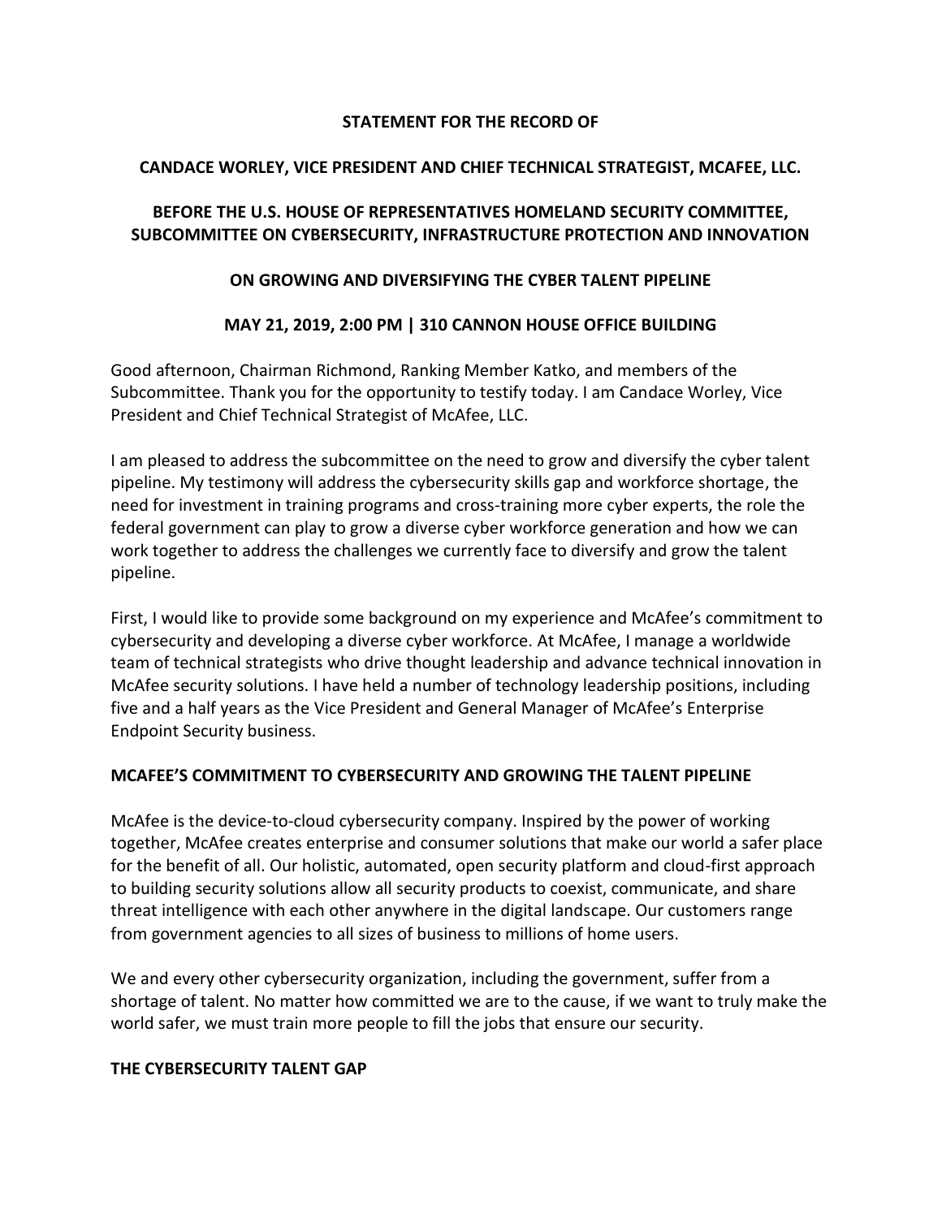**STATEMENT FOR THE RECORD OF**

**CANDACE WORLEY, VICE PRESIDENT AND CHIEF TECHNICAL STRATEGIST, MCAFEE, LLC.**

**BEFORE THE U.S. HOUSE OF REPRESENTATIVES HOMELAND SECURITY COMMITTEE, SUBCOMMITTEE ON CYBERSECURITY, INFRASTRUCTURE PROTECTION AND INNOVATION**

**ON GROWING AND DIVERSIFYING THE CYBER TALENT PIPELINE**

**MAY 21, 2019, 2:00 PM | 310 CANNON HOUSE OFFICE BUILDING**

Good afternoon, Chairman Richmond, Ranking Member Katko, and members of the Subcommittee. Thank you for the opportunity to testify today. I am Candace Worley, Vice President and Chief Technical Strategist of McAfee, LLC.

I am pleased to address the subcommittee on the need to grow and diversify the cyber talent pipeline. My testimony will address the cybersecurity skills gap and workforce shortage, the need for investment in training programs and cross-training more cyber experts, the role the federal government can play to grow a diverse cyber workforce generation and how we can work together to address the challenges we currently face to diversify and grow the talent pipeline.

First, I would like to provide some background on my experience and McAfee's commitment to cybersecurity and developing a diverse cyber workforce. At McAfee, I manage a worldwide team of technical strategists who drive thought leadership and advance technical innovation in McAfee security solutions. I have held a number of technology leadership positions, including five and a half years as the Vice President and General Manager of McAfee's Enterprise Endpoint Security business.

## MCAFEE'S COMMITMENT TO CYBERSECURITY AND GROWING THE TALENT PIPELINE

McAfee is the device-to-cloud cybersecurity company. Inspired by the power of working together, McAfee creates enterprise and consumer solutions that make our world a safer place for the benefit of all. Our holistic, automated, open security platform and cloud-first approach to building security solutions allow all security products to coexist, communicate, and share threat intelligence with each other anywhere in the digital landscape. Our customers range from government agencies to all sizes of business to millions of home users.

We and every other cybersecurity organization, including the government, suffer from a shortage of talent. No matter how committed we are to the cause, if we want to truly make the world safer, we must train more people to fill the jobs that ensure our security.

## THE CYBERSECURITY TALENT GAP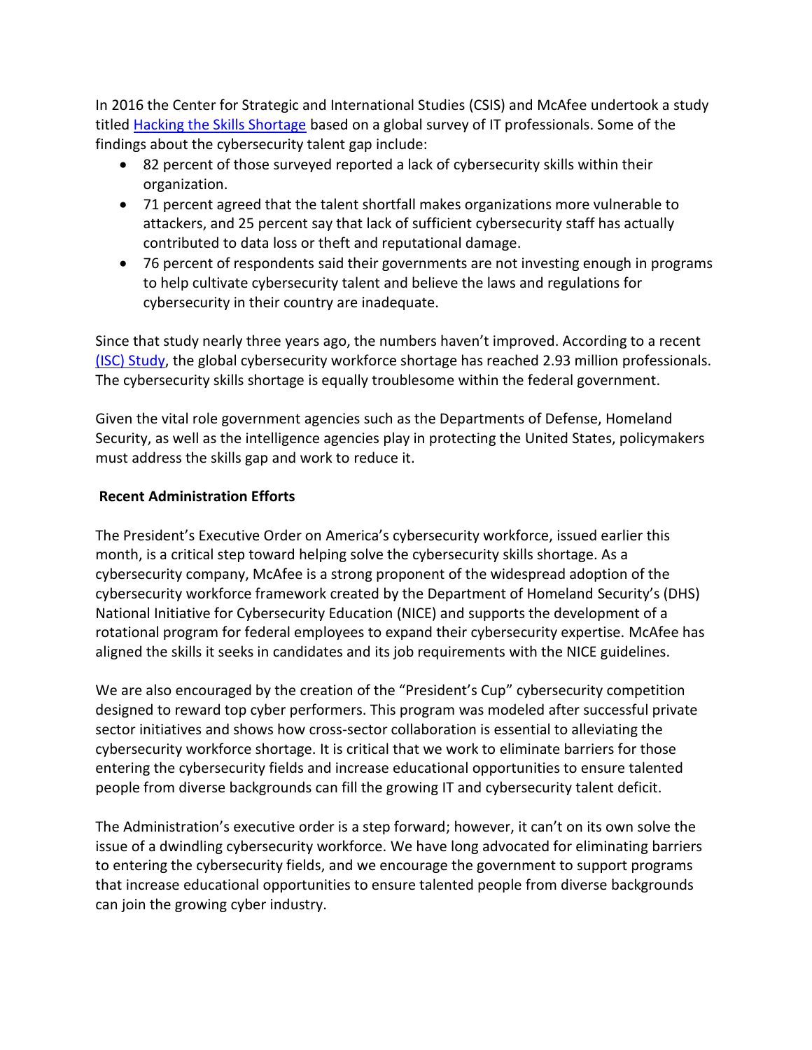In 2016 the Center for Strategic and International Studies (CSIS) and McAfee undertook a study titled [Hacking the Skills Shortage]() based on a global survey of IT professionals. Some of the findings about the cybersecurity talent gap include:

- 82 percent of those surveyed reported a lack of cybersecurity skills within their organization.
- 71 percent agreed that the talent shortfall makes organizations more vulnerable to attackers, and 25 percent say that lack of sufficient cybersecurity staff has actually contributed to data loss or theft and reputational damage.
- 76 percent of respondents said their governments are not investing enough in programs to help cultivate cybersecurity talent and believe the laws and regulations for cybersecurity in their country are inadequate.

Since that study nearly three years ago, the numbers haven't improved. According to a recent [(ISC) Study](), the global cybersecurity workforce shortage has reached 2.93 million professionals. The cybersecurity skills shortage is equally troublesome within the federal government.

Given the vital role government agencies such as the Departments of Defense, Homeland Security, as well as the intelligence agencies play in protecting the United States, policymakers must address the skills gap and work to reduce it.

**Recent Administration Efforts**

The President's Executive Order on America's cybersecurity workforce, issued earlier this month, is a critical step toward helping solve the cybersecurity skills shortage. As a cybersecurity company, McAfee is a strong proponent of the widespread adoption of the cybersecurity workforce framework created by the Department of Homeland Security's (DHS) National Initiative for Cybersecurity Education (NICE) and supports the development of a rotational program for federal employees to expand their cybersecurity expertise. McAfee has aligned the skills it seeks in candidates and its job requirements with the NICE guidelines.

We are also encouraged by the creation of the "President's Cup" cybersecurity competition designed to reward top cyber performers. This program was modeled after successful private sector initiatives and shows how cross-sector collaboration is essential to alleviating the cybersecurity workforce shortage. It is critical that we work to eliminate barriers for those entering the cybersecurity fields and increase educational opportunities to ensure talented people from diverse backgrounds can fill the growing IT and cybersecurity talent deficit.

The Administration's executive order is a step forward; however, it can't on its own solve the issue of a dwindling cybersecurity workforce. We have long advocated for eliminating barriers to entering the cybersecurity fields, and we encourage the government to support programs that increase educational opportunities to ensure talented people from diverse backgrounds can join the growing cyber industry.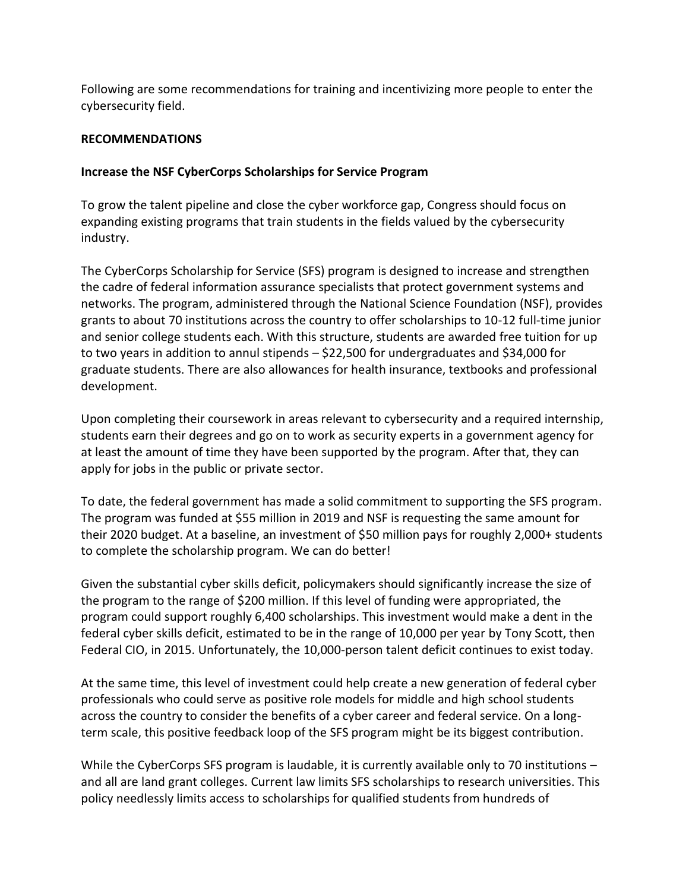Following are some recommendations for training and incentivizing more people to enter the cybersecurity field.

**RECOMMENDATIONS**

**Increase the NSF CyberCorps Scholarships for Service Program**

To grow the talent pipeline and close the cyber workforce gap, Congress should focus on expanding existing programs that train students in the fields valued by the cybersecurity industry.

The CyberCorps Scholarship for Service (SFS) program is designed to increase and strengthen the cadre of federal information assurance specialists that protect government systems and networks. The program, administered through the National Science Foundation (NSF), provides grants to about 70 institutions across the country to offer scholarships to 10-12 full-time junior and senior college students each. With this structure, students are awarded free tuition for up to two years in addition to annul stipends – $22,500 for undergraduates and $34,000 for graduate students. There are also allowances for health insurance, textbooks and professional development.

Upon completing their coursework in areas relevant to cybersecurity and a required internship, students earn their degrees and go on to work as security experts in a government agency for at least the amount of time they have been supported by the program. After that, they can apply for jobs in the public or private sector.

To date, the federal government has made a solid commitment to supporting the SFS program. The program was funded at $55 million in 2019 and NSF is requesting the same amount for their 2020 budget. At a baseline, an investment of $50 million pays for roughly 2,000+ students to complete the scholarship program. We can do better!

Given the substantial cyber skills deficit, policymakers should significantly increase the size of the program to the range of $200 million. If this level of funding were appropriated, the program could support roughly 6,400 scholarships. This investment would make a dent in the federal cyber skills deficit, estimated to be in the range of 10,000 per year by Tony Scott, then Federal CIO, in 2015. Unfortunately, the 10,000-person talent deficit continues to exist today.

At the same time, this level of investment could help create a new generation of federal cyber professionals who could serve as positive role models for middle and high school students across the country to consider the benefits of a cyber career and federal service. On a long-term scale, this positive feedback loop of the SFS program might be its biggest contribution.

While the CyberCorps SFS program is laudable, it is currently available only to 70 institutions – and all are land grant colleges. Current law limits SFS scholarships to research universities. This policy needlessly limits access to scholarships for qualified students from hundreds of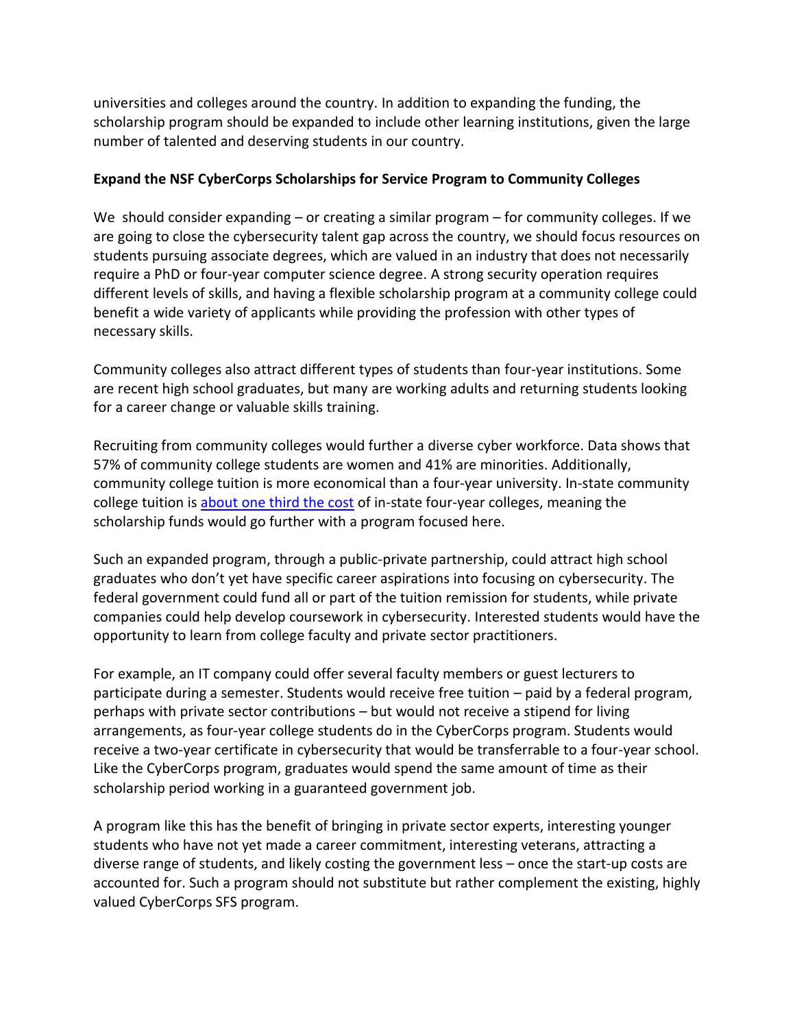universities and colleges around the country. In addition to expanding the funding, the scholarship program should be expanded to include other learning institutions, given the large number of talented and deserving students in our country.

**Expand the NSF CyberCorps Scholarships for Service Program to Community Colleges**

We should consider expanding – or creating a similar program – for community colleges. If we are going to close the cybersecurity talent gap across the country, we should focus resources on students pursuing associate degrees, which are valued in an industry that does not necessarily require a PhD or four-year computer science degree. A strong security operation requires different levels of skills, and having a flexible scholarship program at a community college could benefit a wide variety of applicants while providing the profession with other types of necessary skills.

Community colleges also attract different types of students than four-year institutions. Some are recent high school graduates, but many are working adults and returning students looking for a career change or valuable skills training.

Recruiting from community colleges would further a diverse cyber workforce. Data shows that 57% of community college students are women and 41% are minorities. Additionally, community college tuition is more economical than a four-year university. In-state community college tuition is about one third the cost of in-state four-year colleges, meaning the scholarship funds would go further with a program focused here.

Such an expanded program, through a public-private partnership, could attract high school graduates who don't yet have specific career aspirations into focusing on cybersecurity. The federal government could fund all or part of the tuition remission for students, while private companies could help develop coursework in cybersecurity. Interested students would have the opportunity to learn from college faculty and private sector practitioners.

For example, an IT company could offer several faculty members or guest lecturers to participate during a semester. Students would receive free tuition – paid by a federal program, perhaps with private sector contributions – but would not receive a stipend for living arrangements, as four-year college students do in the CyberCorps program. Students would receive a two-year certificate in cybersecurity that would be transferrable to a four-year school. Like the CyberCorps program, graduates would spend the same amount of time as their scholarship period working in a guaranteed government job.

A program like this has the benefit of bringing in private sector experts, interesting younger students who have not yet made a career commitment, interesting veterans, attracting a diverse range of students, and likely costing the government less – once the start-up costs are accounted for. Such a program should not substitute but rather complement the existing, highly valued CyberCorps SFS program.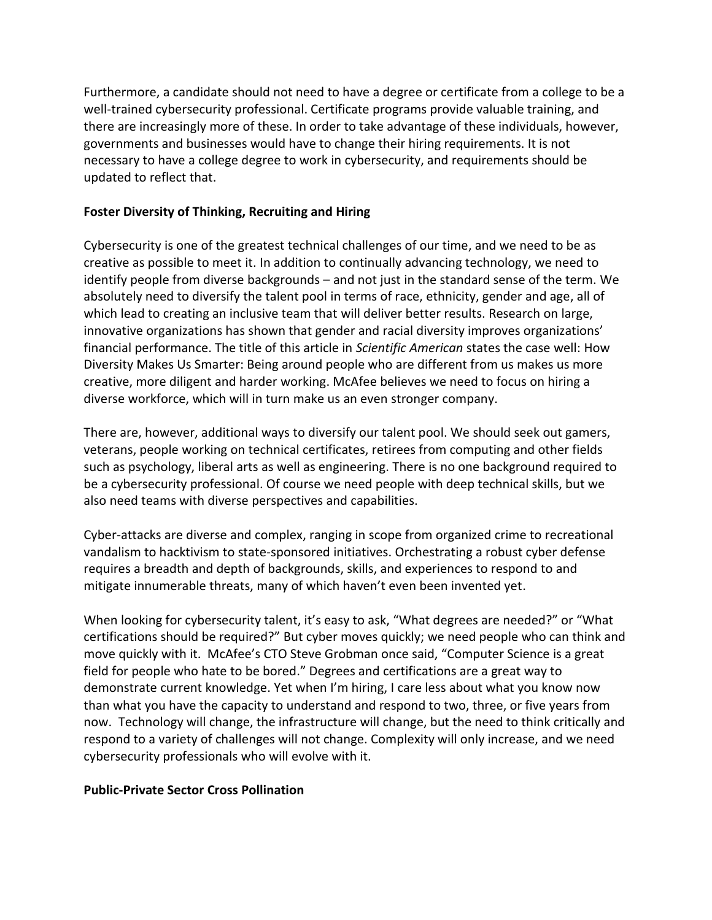Furthermore, a candidate should not need to have a degree or certificate from a college to be a well-trained cybersecurity professional. Certificate programs provide valuable training, and there are increasingly more of these. In order to take advantage of these individuals, however, governments and businesses would have to change their hiring requirements. It is not necessary to have a college degree to work in cybersecurity, and requirements should be updated to reflect that.

**Foster Diversity of Thinking, Recruiting and Hiring**

Cybersecurity is one of the greatest technical challenges of our time, and we need to be as creative as possible to meet it. In addition to continually advancing technology, we need to identify people from diverse backgrounds – and not just in the standard sense of the term. We absolutely need to diversify the talent pool in terms of race, ethnicity, gender and age, all of which lead to creating an inclusive team that will deliver better results. Research on large, innovative organizations has shown that gender and racial diversity improves organizations' financial performance. The title of this article in *Scientific American* states the case well: How Diversity Makes Us Smarter: Being around people who are different from us makes us more creative, more diligent and harder working. McAfee believes we need to focus on hiring a diverse workforce, which will in turn make us an even stronger company.

There are, however, additional ways to diversify our talent pool. We should seek out gamers, veterans, people working on technical certificates, retirees from computing and other fields such as psychology, liberal arts as well as engineering. There is no one background required to be a cybersecurity professional. Of course we need people with deep technical skills, but we also need teams with diverse perspectives and capabilities.

Cyber-attacks are diverse and complex, ranging in scope from organized crime to recreational vandalism to hacktivism to state-sponsored initiatives. Orchestrating a robust cyber defense requires a breadth and depth of backgrounds, skills, and experiences to respond to and mitigate innumerable threats, many of which haven't even been invented yet.

When looking for cybersecurity talent, it's easy to ask, "What degrees are needed?" or "What certifications should be required?" But cyber moves quickly; we need people who can think and move quickly with it. McAfee's CTO Steve Grobman once said, "Computer Science is a great field for people who hate to be bored." Degrees and certifications are a great way to demonstrate current knowledge. Yet when I'm hiring, I care less about what you know now than what you have the capacity to understand and respond to two, three, or five years from now. Technology will change, the infrastructure will change, but the need to think critically and respond to a variety of challenges will not change. Complexity will only increase, and we need cybersecurity professionals who will evolve with it.

**Public-Private Sector Cross Pollination**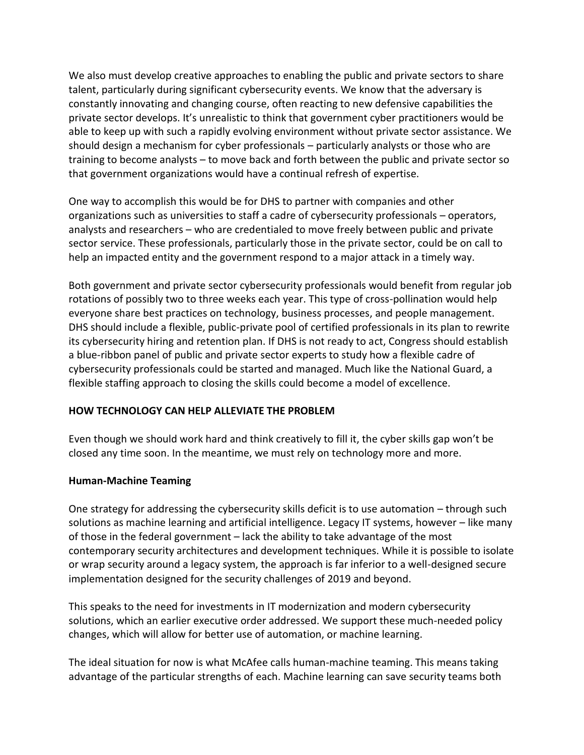We also must develop creative approaches to enabling the public and private sectors to share talent, particularly during significant cybersecurity events. We know that the adversary is constantly innovating and changing course, often reacting to new defensive capabilities the private sector develops. It's unrealistic to think that government cyber practitioners would be able to keep up with such a rapidly evolving environment without private sector assistance. We should design a mechanism for cyber professionals – particularly analysts or those who are training to become analysts – to move back and forth between the public and private sector so that government organizations would have a continual refresh of expertise.

One way to accomplish this would be for DHS to partner with companies and other organizations such as universities to staff a cadre of cybersecurity professionals – operators, analysts and researchers – who are credentialed to move freely between public and private sector service. These professionals, particularly those in the private sector, could be on call to help an impacted entity and the government respond to a major attack in a timely way.

Both government and private sector cybersecurity professionals would benefit from regular job rotations of possibly two to three weeks each year. This type of cross-pollination would help everyone share best practices on technology, business processes, and people management. DHS should include a flexible, public-private pool of certified professionals in its plan to rewrite its cybersecurity hiring and retention plan. If DHS is not ready to act, Congress should establish a blue-ribbon panel of public and private sector experts to study how a flexible cadre of cybersecurity professionals could be started and managed. Much like the National Guard, a flexible staffing approach to closing the skills could become a model of excellence.

## HOW TECHNOLOGY CAN HELP ALLEVIATE THE PROBLEM

Even though we should work hard and think creatively to fill it, the cyber skills gap won't be closed any time soon. In the meantime, we must rely on technology more and more.

### Human-Machine Teaming

One strategy for addressing the cybersecurity skills deficit is to use automation – through such solutions as machine learning and artificial intelligence. Legacy IT systems, however – like many of those in the federal government – lack the ability to take advantage of the most contemporary security architectures and development techniques. While it is possible to isolate or wrap security around a legacy system, the approach is far inferior to a well-designed secure implementation designed for the security challenges of 2019 and beyond.

This speaks to the need for investments in IT modernization and modern cybersecurity solutions, which an earlier executive order addressed. We support these much-needed policy changes, which will allow for better use of automation, or machine learning.

The ideal situation for now is what McAfee calls human-machine teaming. This means taking advantage of the particular strengths of each. Machine learning can save security teams both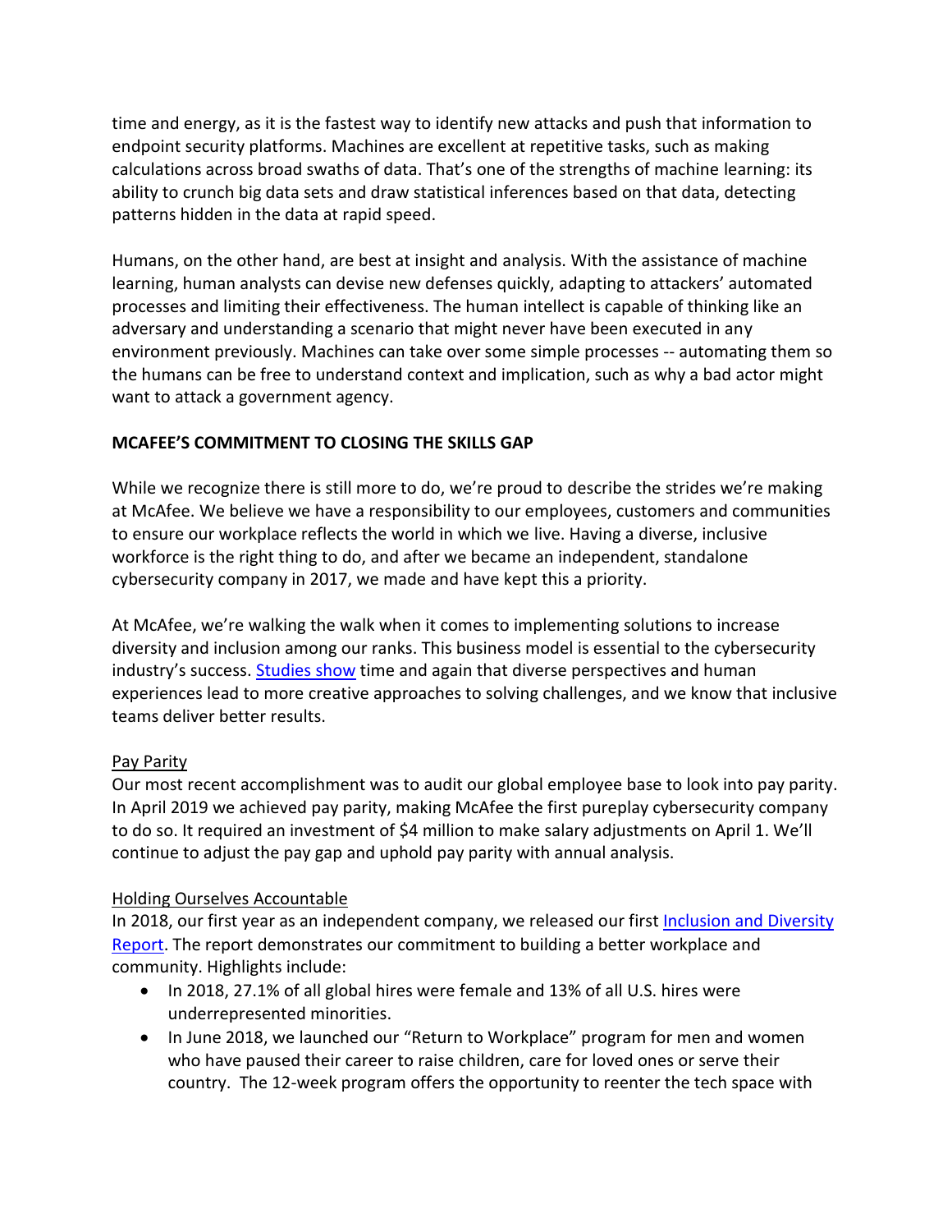time and energy, as it is the fastest way to identify new attacks and push that information to endpoint security platforms. Machines are excellent at repetitive tasks, such as making calculations across broad swaths of data. That's one of the strengths of machine learning: its ability to crunch big data sets and draw statistical inferences based on that data, detecting patterns hidden in the data at rapid speed.

Humans, on the other hand, are best at insight and analysis. With the assistance of machine learning, human analysts can devise new defenses quickly, adapting to attackers' automated processes and limiting their effectiveness. The human intellect is capable of thinking like an adversary and understanding a scenario that might never have been executed in any environment previously. Machines can take over some simple processes -- automating them so the humans can be free to understand context and implication, such as why a bad actor might want to attack a government agency.

**MCAFEE'S COMMITMENT TO CLOSING THE SKILLS GAP**

While we recognize there is still more to do, we're proud to describe the strides we're making at McAfee. We believe we have a responsibility to our employees, customers and communities to ensure our workplace reflects the world in which we live. Having a diverse, inclusive workforce is the right thing to do, and after we became an independent, standalone cybersecurity company in 2017, we made and have kept this a priority.

At McAfee, we're walking the walk when it comes to implementing solutions to increase diversity and inclusion among our ranks. This business model is essential to the cybersecurity industry's success. Studies show time and again that diverse perspectives and human experiences lead to more creative approaches to solving challenges, and we know that inclusive teams deliver better results.

Pay Parity

Our most recent accomplishment was to audit our global employee base to look into pay parity. In April 2019 we achieved pay parity, making McAfee the first pureplay cybersecurity company to do so. It required an investment of $4 million to make salary adjustments on April 1. We'll continue to adjust the pay gap and uphold pay parity with annual analysis.

Holding Ourselves Accountable

In 2018, our first year as an independent company, we released our first Inclusion and Diversity Report. The report demonstrates our commitment to building a better workplace and community. Highlights include:

- In 2018, 27.1% of all global hires were female and 13% of all U.S. hires were underrepresented minorities.
- In June 2018, we launched our "Return to Workplace" program for men and women who have paused their career to raise children, care for loved ones or serve their country. The 12-week program offers the opportunity to reenter the tech space with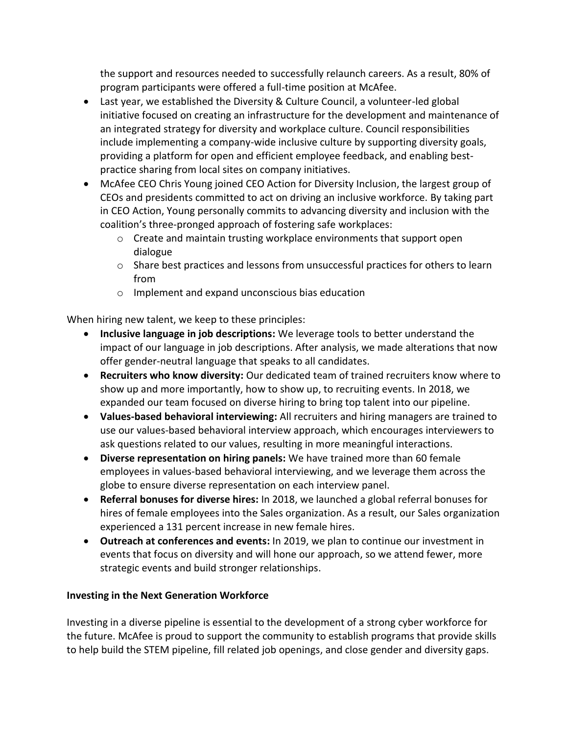the support and resources needed to successfully relaunch careers. As a result, 80% of program participants were offered a full-time position at McAfee.

- Last year, we established the Diversity & Culture Council, a volunteer-led global initiative focused on creating an infrastructure for the development and maintenance of an integrated strategy for diversity and workplace culture. Council responsibilities include implementing a company-wide inclusive culture by supporting diversity goals, providing a platform for open and efficient employee feedback, and enabling best-practice sharing from local sites on company initiatives.
- McAfee CEO Chris Young joined CEO Action for Diversity Inclusion, the largest group of CEOs and presidents committed to act on driving an inclusive workforce. By taking part in CEO Action, Young personally commits to advancing diversity and inclusion with the coalition's three-pronged approach of fostering safe workplaces:
  - Create and maintain trusting workplace environments that support open dialogue
  - Share best practices and lessons from unsuccessful practices for others to learn from
  - Implement and expand unconscious bias education

When hiring new talent, we keep to these principles:

- **Inclusive language in job descriptions:** We leverage tools to better understand the impact of our language in job descriptions. After analysis, we made alterations that now offer gender-neutral language that speaks to all candidates.
- **Recruiters who know diversity:** Our dedicated team of trained recruiters know where to show up and more importantly, how to show up, to recruiting events. In 2018, we expanded our team focused on diverse hiring to bring top talent into our pipeline.
- **Values-based behavioral interviewing:** All recruiters and hiring managers are trained to use our values-based behavioral interview approach, which encourages interviewers to ask questions related to our values, resulting in more meaningful interactions.
- **Diverse representation on hiring panels:** We have trained more than 60 female employees in values-based behavioral interviewing, and we leverage them across the globe to ensure diverse representation on each interview panel.
- **Referral bonuses for diverse hires:** In 2018, we launched a global referral bonuses for hires of female employees into the Sales organization. As a result, our Sales organization experienced a 131 percent increase in new female hires.
- **Outreach at conferences and events:** In 2019, we plan to continue our investment in events that focus on diversity and will hone our approach, so we attend fewer, more strategic events and build stronger relationships.

**Investing in the Next Generation Workforce**

Investing in a diverse pipeline is essential to the development of a strong cyber workforce for the future. McAfee is proud to support the community to establish programs that provide skills to help build the STEM pipeline, fill related job openings, and close gender and diversity gaps.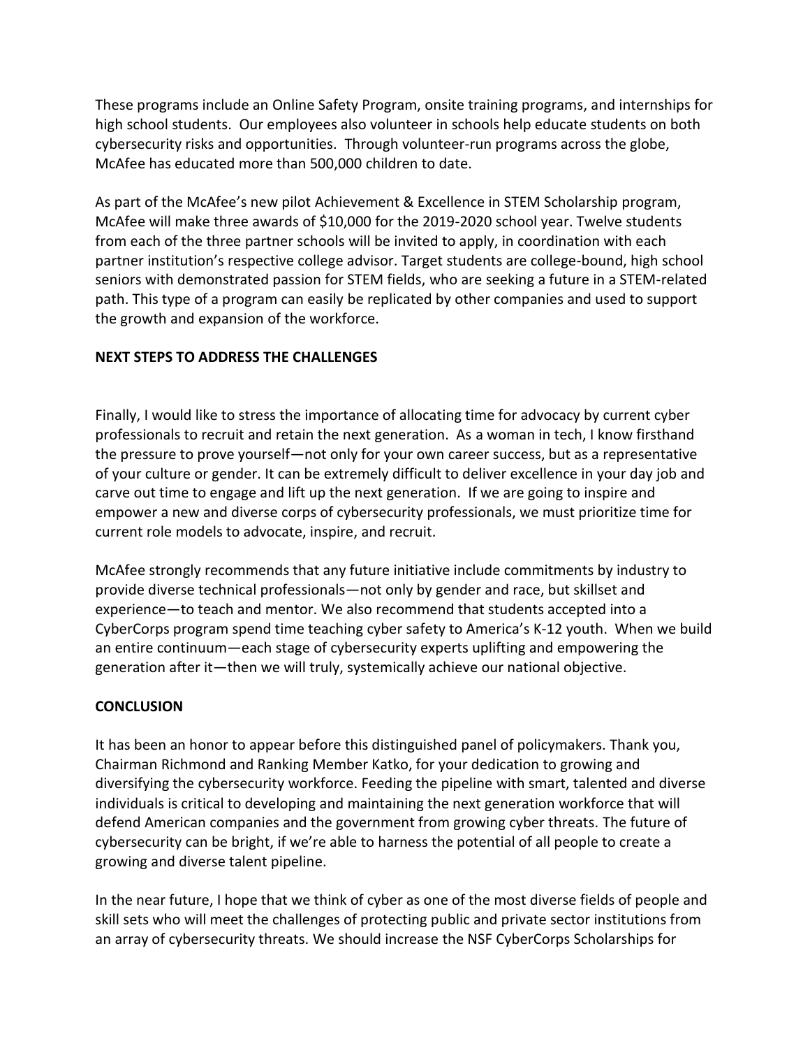These programs include an Online Safety Program, onsite training programs, and internships for high school students. Our employees also volunteer in schools help educate students on both cybersecurity risks and opportunities. Through volunteer-run programs across the globe, McAfee has educated more than 500,000 children to date.

As part of the McAfee's new pilot Achievement & Excellence in STEM Scholarship program, McAfee will make three awards of $10,000 for the 2019-2020 school year. Twelve students from each of the three partner schools will be invited to apply, in coordination with each partner institution's respective college advisor. Target students are college-bound, high school seniors with demonstrated passion for STEM fields, who are seeking a future in a STEM-related path. This type of a program can easily be replicated by other companies and used to support the growth and expansion of the workforce.

**NEXT STEPS TO ADDRESS THE CHALLENGES**

Finally, I would like to stress the importance of allocating time for advocacy by current cyber professionals to recruit and retain the next generation. As a woman in tech, I know firsthand the pressure to prove yourself—not only for your own career success, but as a representative of your culture or gender. It can be extremely difficult to deliver excellence in your day job and carve out time to engage and lift up the next generation. If we are going to inspire and empower a new and diverse corps of cybersecurity professionals, we must prioritize time for current role models to advocate, inspire, and recruit.

McAfee strongly recommends that any future initiative include commitments by industry to provide diverse technical professionals—not only by gender and race, but skillset and experience—to teach and mentor. We also recommend that students accepted into a CyberCorps program spend time teaching cyber safety to America's K-12 youth. When we build an entire continuum—each stage of cybersecurity experts uplifting and empowering the generation after it—then we will truly, systemically achieve our national objective.

**CONCLUSION**

It has been an honor to appear before this distinguished panel of policymakers. Thank you, Chairman Richmond and Ranking Member Katko, for your dedication to growing and diversifying the cybersecurity workforce. Feeding the pipeline with smart, talented and diverse individuals is critical to developing and maintaining the next generation workforce that will defend American companies and the government from growing cyber threats. The future of cybersecurity can be bright, if we're able to harness the potential of all people to create a growing and diverse talent pipeline.

In the near future, I hope that we think of cyber as one of the most diverse fields of people and skill sets who will meet the challenges of protecting public and private sector institutions from an array of cybersecurity threats. We should increase the NSF CyberCorps Scholarships for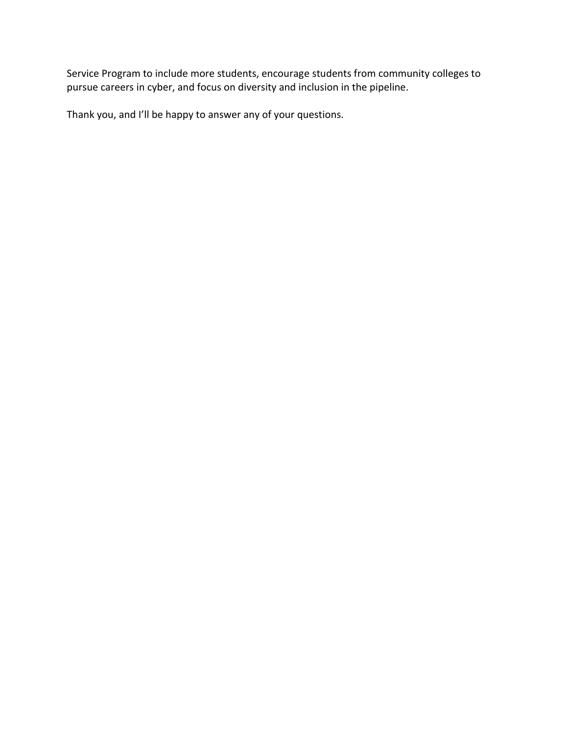Service Program to include more students, encourage students from community colleges to pursue careers in cyber, and focus on diversity and inclusion in the pipeline.

Thank you, and I'll be happy to answer any of your questions.